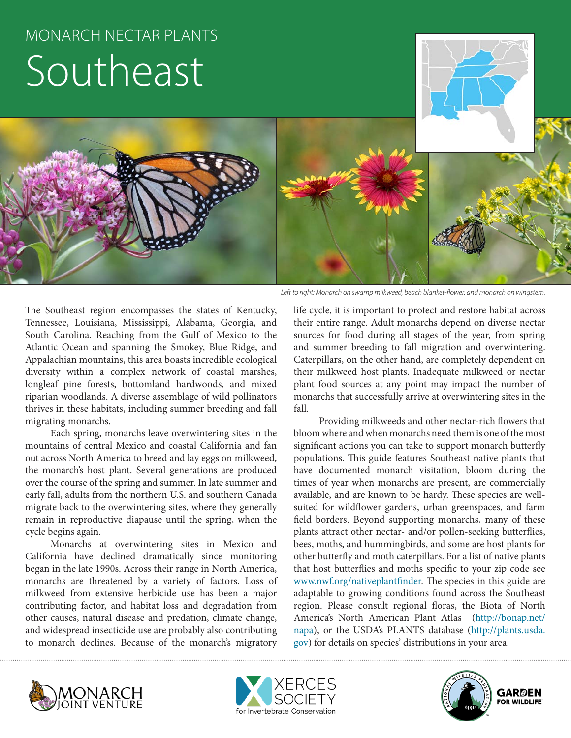MONARCH NECTAR PLANTS

# Southeast

*Left to right: Monarch on swamp milkweed, beach blanket-flower, and monarch on wingstem.*

The Southeast region encompasses the states of Kentucky, Tennessee, Louisiana, Mississippi, Alabama, Georgia, and South Carolina. Reaching from the Gulf of Mexico to the Atlantic Ocean and spanning the Smokey, Blue Ridge, and Appalachian mountains, this area boasts incredible ecological diversity within a complex network of coastal marshes, longleaf pine forests, bottomland hardwoods, and mixed riparian woodlands. A diverse assemblage of wild pollinators thrives in these habitats, including summer breeding and fall migrating monarchs.

Each spring, monarchs leave overwintering sites in the mountains of central Mexico and coastal California and fan out across North America to breed and lay eggs on milkweed, the monarch's host plant. Several generations are produced over the course of the spring and summer. In late summer and early fall, adults from the northern U.S. and southern Canada migrate back to the overwintering sites, where they generally remain in reproductive diapause until the spring, when the cycle begins again.

Monarchs at overwintering sites in Mexico and California have declined dramatically since monitoring began in the late 1990s. Across their range in North America, monarchs are threatened by a variety of factors. Loss of milkweed from extensive herbicide use has been a major contributing factor, and habitat loss and degradation from other causes, natural disease and predation, climate change, and widespread insecticide use are probably also contributing to monarch declines. Because of the monarch's migratory life cycle, it is important to protect and restore habitat across their entire range. Adult monarchs depend on diverse nectar sources for food during all stages of the year, from spring and summer breeding to fall migration and overwintering. Caterpillars, on the other hand, are completely dependent on their milkweed host plants. Inadequate milkweed or nectar plant food sources at any point may impact the number of monarchs that successfully arrive at overwintering sites in the fall.

Providing milkweeds and other nectar-rich flowers that bloom where and when monarchs need them is one of the most significant actions you can take to support monarch butterfly populations. This guide features Southeast native plants that have documented monarch visitation, bloom during the times of year when monarchs are present, are commercially available, and are known to be hardy. These species are well-suited for wildflower gardens, urban greenspaces, and farm field borders. Beyond supporting monarchs, many of these plants attract other nectar- and/or pollen-seeking butterflies, bees, moths, and hummingbirds, and some are host plants for other butterfly and moth caterpillars. For a list of native plants that host butterflies and moths specific to your zip code see www.nwf.org/nativeplantfinder. The species in this guide are adaptable to growing conditions found across the Southeast region. Please consult regional floras, the Biota of North America's North American Plant Atlas (http://bonap.net/napa), or the USDA's PLANTS database (http://plants.usda.gov) for details on species' distributions in your area.

MONARCH JOINT VENTURE

XERCES SOCIETY for Invertebrate Conservation

NATIONAL WILDLIFE FEDERATION — GARDEN FOR WILDLIFE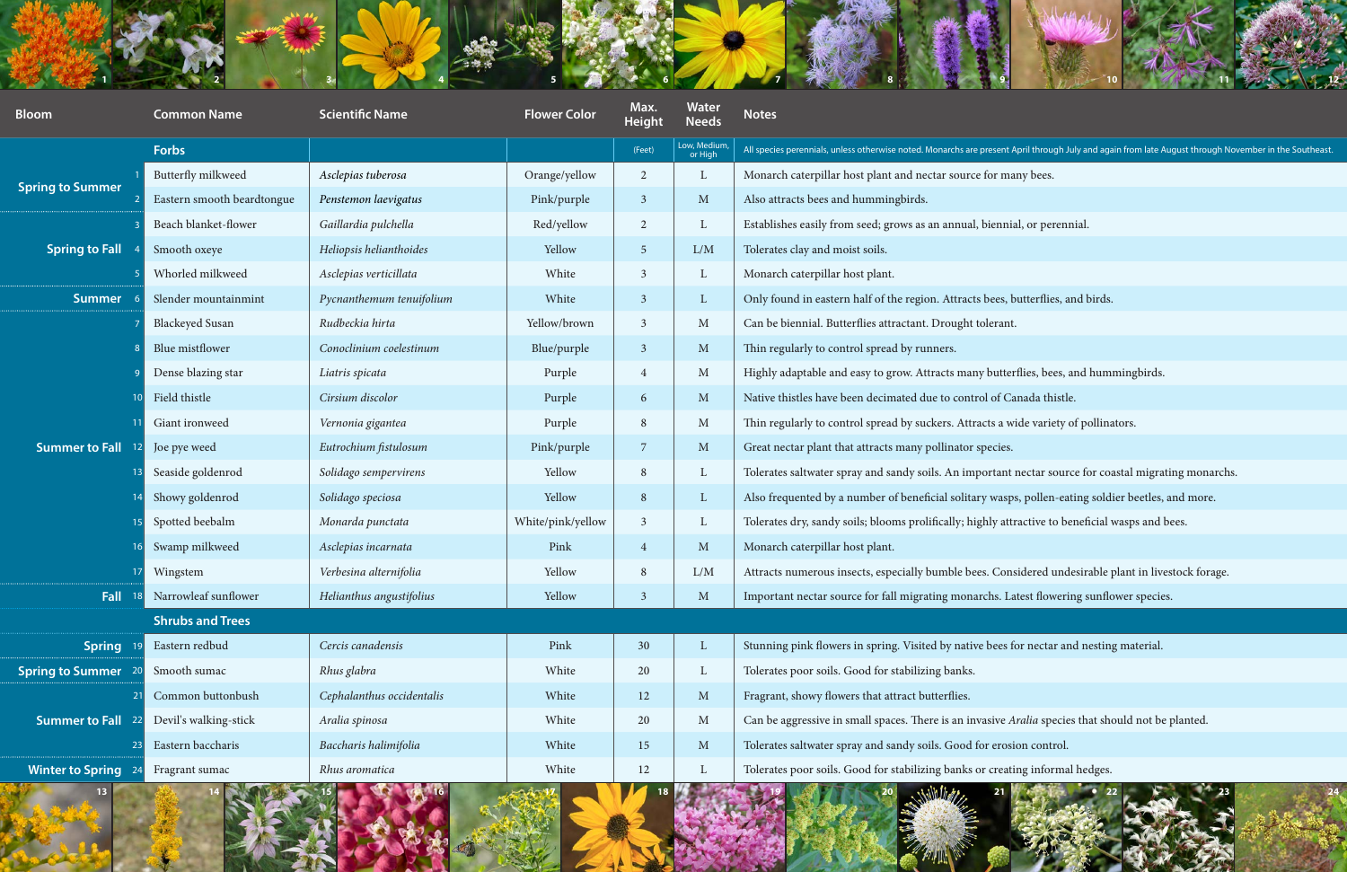| Bloom | | Common Name | Scientific Name | Flower Color | Max. Height | Water Needs | Notes |
|---|---|---|---|---|---|---|---|
| | | **Forbs** | | | (Feet) | Low, Medium, or High | All species perennials, unless otherwise noted. Monarchs are present April through July and again from late August through November in the Southeast. |
| Spring to Summer | 1 | Butterfly milkweed | *Asclepias tuberosa* | Orange/yellow | 2 | L | Monarch caterpillar host plant and nectar source for many bees. |
| | 2 | Eastern smooth beardtongue | *Penstemon laevigatus* | Pink/purple | 3 | M | Also attracts bees and hummingbirds. |
| Spring to Fall | 3 | Beach blanket-flower | *Gaillardia pulchella* | Red/yellow | 2 | L | Establishes easily from seed; grows as an annual, biennial, or perennial. |
| | 4 | Smooth oxeye | *Heliopsis helianthoides* | Yellow | 5 | L/M | Tolerates clay and moist soils. |
| | 5 | Whorled milkweed | *Asclepias verticillata* | White | 3 | L | Monarch caterpillar host plant. |
| Summer | 6 | Slender mountainmint | *Pycnanthemum tenuifolium* | White | 3 | L | Only found in eastern half of the region. Attracts bees, butterflies, and birds. |
| Summer to Fall | 7 | Blackeyed Susan | *Rudbeckia hirta* | Yellow/brown | 3 | M | Can be biennial. Butterflies attractant. Drought tolerant. |
| | 8 | Blue mistflower | *Conoclinium coelestinum* | Blue/purple | 3 | M | Thin regularly to control spread by runners. |
| | 9 | Dense blazing star | *Liatris spicata* | Purple | 4 | M | Highly adaptable and easy to grow. Attracts many butterflies, bees, and hummingbirds. |
| | 10 | Field thistle | *Cirsium discolor* | Purple | 6 | M | Native thistles have been decimated due to control of Canada thistle. |
| | 11 | Giant ironweed | *Vernonia gigantea* | Purple | 8 | M | Thin regularly to control spread by suckers. Attracts a wide variety of pollinators. |
| | 12 | Joe pye weed | *Eutrochium fistulosum* | Pink/purple | 7 | M | Great nectar plant that attracts many pollinator species. |
| | 13 | Seaside goldenrod | *Solidago sempervirens* | Yellow | 8 | L | Tolerates saltwater spray and sandy soils. An important nectar source for coastal migrating monarchs. |
| | 14 | Showy goldenrod | *Solidago speciosa* | Yellow | 8 | L | Also frequented by a number of beneficial solitary wasps, pollen-eating soldier beetles, and more. |
| | 15 | Spotted beebalm | *Monarda punctata* | White/pink/yellow | 3 | L | Tolerates dry, sandy soils; blooms prolifically; highly attractive to beneficial wasps and bees. |
| | 16 | Swamp milkweed | *Asclepias incarnata* | Pink | 4 | M | Monarch caterpillar host plant. |
| | 17 | Wingstem | *Verbesina alternifolia* | Yellow | 8 | L/M | Attracts numerous insects, especially bumble bees. Considered undesirable plant in livestock forage. |
| Fall | 18 | Narrowleaf sunflower | *Helianthus angustifolius* | Yellow | 3 | M | Important nectar source for fall migrating monarchs. Latest flowering sunflower species. |
| | | **Shrubs and Trees** | | | | | |
| Spring | 19 | Eastern redbud | *Cercis canadensis* | Pink | 30 | L | Stunning pink flowers in spring. Visited by native bees for nectar and nesting material. |
| Spring to Summer | 20 | Smooth sumac | *Rhus glabra* | White | 20 | L | Tolerates poor soils. Good for stabilizing banks. |
| Summer to Fall | 21 | Common buttonbush | *Cephalanthus occidentalis* | White | 12 | M | Fragrant, showy flowers that attract butterflies. |
| | 22 | Devil's walking-stick | *Aralia spinosa* | White | 20 | M | Can be aggressive in small spaces. There is an invasive *Aralia* species that should not be planted. |
| | 23 | Eastern baccharis | *Baccharis halimifolia* | White | 15 | M | Tolerates saltwater spray and sandy soils. Good for erosion control. |
| Winter to Spring | 24 | Fragrant sumac | *Rhus aromatica* | White | 12 | L | Tolerates poor soils. Good for stabilizing banks or creating informal hedges. |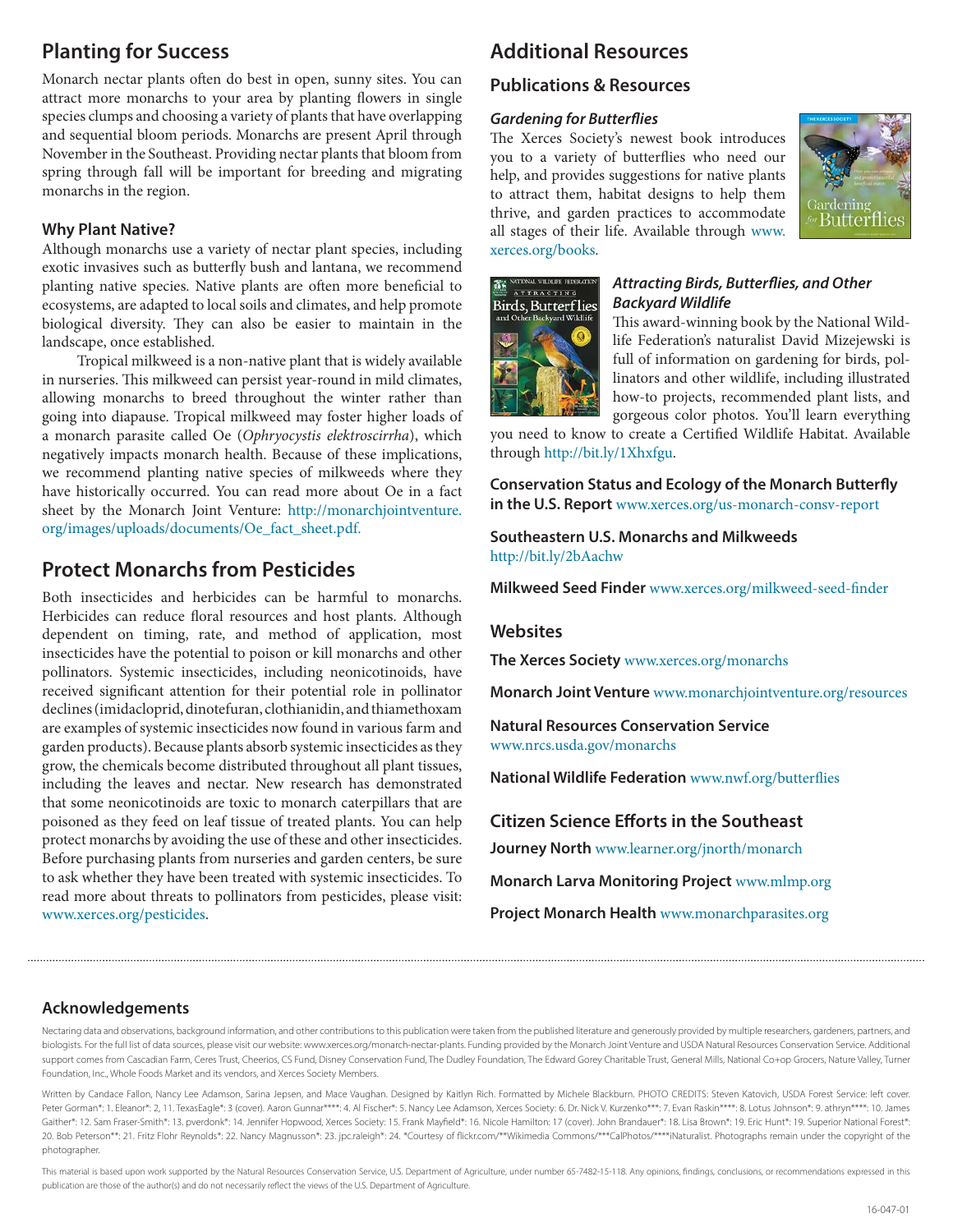## Planting for Success

Monarch nectar plants often do best in open, sunny sites. You can attract more monarchs to your area by planting flowers in single species clumps and choosing a variety of plants that have overlapping and sequential bloom periods. Monarchs are present April through November in the Southeast. Providing nectar plants that bloom from spring through fall will be important for breeding and migrating monarchs in the region.

### Why Plant Native?

Although monarchs use a variety of nectar plant species, including exotic invasives such as butterfly bush and lantana, we recommend planting native species. Native plants are often more beneficial to ecosystems, are adapted to local soils and climates, and help promote biological diversity. They can also be easier to maintain in the landscape, once established.

Tropical milkweed is a non-native plant that is widely available in nurseries. This milkweed can persist year-round in mild climates, allowing monarchs to breed throughout the winter rather than going into diapause. Tropical milkweed may foster higher loads of a monarch parasite called Oe (*Ophryocystis elektroscirrha*), which negatively impacts monarch health. Because of these implications, we recommend planting native species of milkweeds where they have historically occurred. You can read more about Oe in a fact sheet by the Monarch Joint Venture: http://monarchjointventure.org/images/uploads/documents/Oe_fact_sheet.pdf.

## Protect Monarchs from Pesticides

Both insecticides and herbicides can be harmful to monarchs. Herbicides can reduce floral resources and host plants. Although dependent on timing, rate, and method of application, most insecticides have the potential to poison or kill monarchs and other pollinators. Systemic insecticides, including neonicotinoids, have received significant attention for their potential role in pollinator declines (imidacloprid, dinotefuran, clothianidin, and thiamethoxam are examples of systemic insecticides now found in various farm and garden products). Because plants absorb systemic insecticides as they grow, the chemicals become distributed throughout all plant tissues, including the leaves and nectar. New research has demonstrated that some neonicotinoids are toxic to monarch caterpillars that are poisoned as they feed on leaf tissue of treated plants. You can help protect monarchs by avoiding the use of these and other insecticides. Before purchasing plants from nurseries and garden centers, be sure to ask whether they have been treated with systemic insecticides. To read more about threats to pollinators from pesticides, please visit: www.xerces.org/pesticides.

## Additional Resources

### Publications & Resources

#### *Gardening for Butterflies*

The Xerces Society's newest book introduces you to a variety of butterflies who need our help, and provides suggestions for native plants to attract them, habitat designs to help them thrive, and garden practices to accommodate all stages of their life. Available through www.xerces.org/books.

#### *Attracting Birds, Butterflies, and Other Backyard Wildlife*

This award-winning book by the National Wildlife Federation's naturalist David Mizejewski is full of information on gardening for birds, pollinators and other wildlife, including illustrated how-to projects, recommended plant lists, and gorgeous color photos. You'll learn everything you need to know to create a Certified Wildlife Habitat. Available through http://bit.ly/1Xhxfgu.

**Conservation Status and Ecology of the Monarch Butterfly in the U.S. Report** www.xerces.org/us-monarch-consv-report

**Southeastern U.S. Monarchs and Milkweeds**
http://bit.ly/2bAachw

**Milkweed Seed Finder** www.xerces.org/milkweed-seed-finder

### Websites

**The Xerces Society** www.xerces.org/monarchs

**Monarch Joint Venture** www.monarchjointventure.org/resources

**Natural Resources Conservation Service**
www.nrcs.usda.gov/monarchs

**National Wildlife Federation** www.nwf.org/butterflies

### Citizen Science Efforts in the Southeast

**Journey North** www.learner.org/jnorth/monarch

**Monarch Larva Monitoring Project** www.mlmp.org

**Project Monarch Health** www.monarchparasites.org

---

### Acknowledgements

Nectaring data and observations, background information, and other contributions to this publication were taken from the published literature and generously provided by multiple researchers, gardeners, partners, and biologists. For the full list of data sources, please visit our website: www.xerces.org/monarch-nectar-plants. Funding provided by the Monarch Joint Venture and USDA Natural Resources Conservation Service. Additional support comes from Cascadian Farm, Ceres Trust, Cheerios, CS Fund, Disney Conservation Fund, The Dudley Foundation, The Edward Gorey Charitable Trust, General Mills, National Co+op Grocers, Nature Valley, Turner Foundation, Inc., Whole Foods Market and its vendors, and Xerces Society Members.

Written by Candace Fallon, Nancy Lee Adamson, Sarina Jepsen, and Mace Vaughan. Designed by Kaitlyn Rich. Formatted by Michele Blackburn. PHOTO CREDITS: Steven Katovich, USDA Forest Service: left cover. Peter Gorman*: 1. Eleanor*: 2, 11. TexasEagle*: 3 (cover). Aaron Gunnar****: 4. Al Fischer*: 5. Nancy Lee Adamson, Xerces Society: 6. Dr. Nick V. Kurzenko***: 7. Evan Raskin****: 8. Lotus Johnson*: 9. athryn****: 10. James Gaither*: 12. Sam Fraser-Smith*: 13. pverdonk*: 14. Jennifer Hopwood, Xerces Society: 15. Frank Mayfield*: 16. Nicole Hamilton: 17 (cover). John Brandauer*: 18. Lisa Brown*: 19. Eric Hunt*: 19. Superior National Forest*: 20. Bob Peterson**: 21. Fritz Flohr Reynolds*: 22. Nancy Magnusson*: 23. jpc.raleigh*: 24. *Courtesy of flickr.com/**Wikimedia Commons/***CalPhotos/****iNaturalist. Photographs remain under the copyright of the photographer.

This material is based upon work supported by the Natural Resources Conservation Service, U.S. Department of Agriculture, under number 65-7482-15-118. Any opinions, findings, conclusions, or recommendations expressed in this publication are those of the author(s) and do not necessarily reflect the views of the U.S. Department of Agriculture.

16-047-01